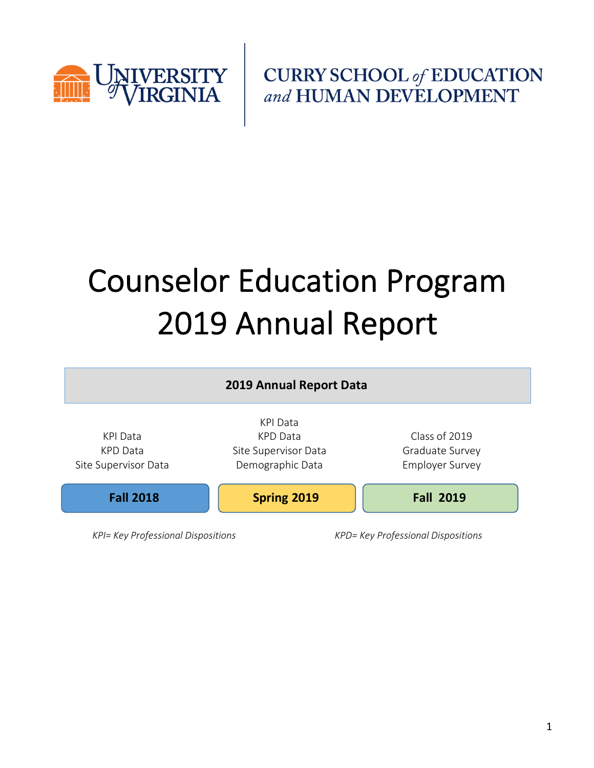UNIVERSITY *of* VIRGINIA

CURRY SCHOOL *of* EDUCATION *and* HUMAN DEVELOPMENT

# Counselor Education Program 2019 Annual Report

**2019 Annual Report Data**

| Fall 2018 | Spring 2019 | Fall 2019 |
| --- | --- | --- |
| KPI Data<br>KPD Data<br>Site Supervisor Data | KPI Data<br>KPD Data<br>Site Supervisor Data<br>Demographic Data | Class of 2019<br>Graduate Survey<br>Employer Survey |

*KPI= Key Professional Dispositions*

*KPD= Key Professional Dispositions*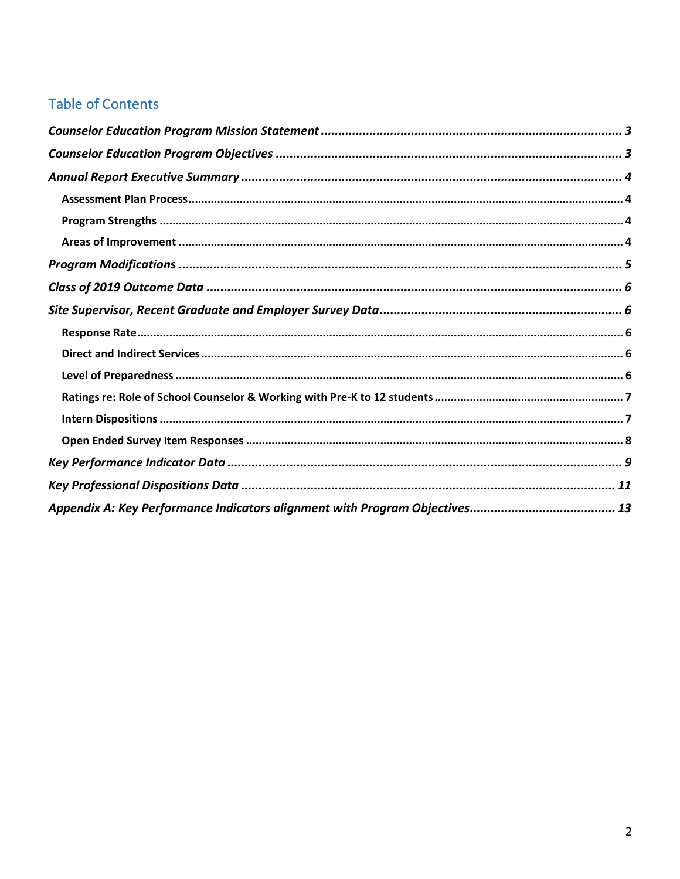## Table of Contents

*Counselor Education Program Mission Statement* ........ 3

*Counselor Education Program Objectives* ........ 3

*Annual Report Executive Summary* ........ 4

- **Assessment Plan Process** ........ 4
- **Program Strengths** ........ 4
- **Areas of Improvement** ........ 4

*Program Modifications* ........ 5

*Class of 2019 Outcome Data* ........ 6

*Site Supervisor, Recent Graduate and Employer Survey Data* ........ 6

- **Response Rate** ........ 6
- **Direct and Indirect Services** ........ 6
- **Level of Preparedness** ........ 6
- **Ratings re: Role of School Counselor & Working with Pre-K to 12 students** ........ 7
- **Intern Dispositions** ........ 7
- **Open Ended Survey Item Responses** ........ 8

*Key Performance Indicator Data* ........ 9

*Key Professional Dispositions Data* ........ 11

*Appendix A: Key Performance Indicators alignment with Program Objectives* ........ 13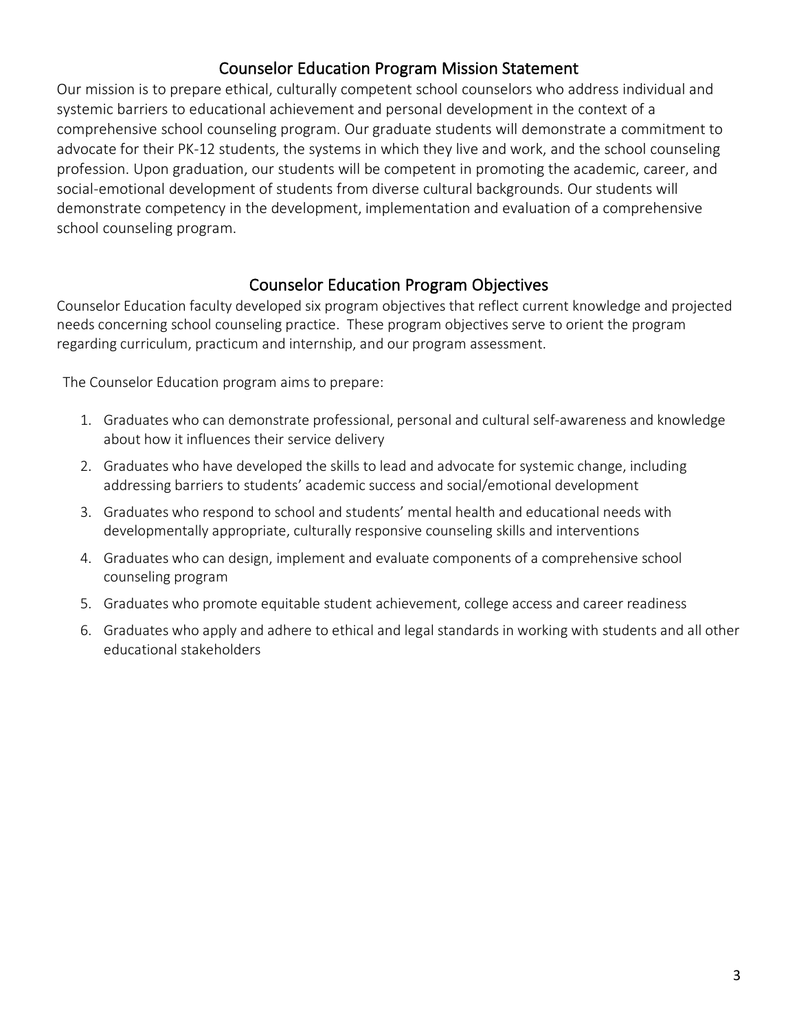## Counselor Education Program Mission Statement

Our mission is to prepare ethical, culturally competent school counselors who address individual and systemic barriers to educational achievement and personal development in the context of a comprehensive school counseling program. Our graduate students will demonstrate a commitment to advocate for their PK-12 students, the systems in which they live and work, and the school counseling profession. Upon graduation, our students will be competent in promoting the academic, career, and social-emotional development of students from diverse cultural backgrounds. Our students will demonstrate competency in the development, implementation and evaluation of a comprehensive school counseling program.

## Counselor Education Program Objectives

Counselor Education faculty developed six program objectives that reflect current knowledge and projected needs concerning school counseling practice. These program objectives serve to orient the program regarding curriculum, practicum and internship, and our program assessment.

The Counselor Education program aims to prepare:

1. Graduates who can demonstrate professional, personal and cultural self-awareness and knowledge about how it influences their service delivery
2. Graduates who have developed the skills to lead and advocate for systemic change, including addressing barriers to students' academic success and social/emotional development
3. Graduates who respond to school and students' mental health and educational needs with developmentally appropriate, culturally responsive counseling skills and interventions
4. Graduates who can design, implement and evaluate components of a comprehensive school counseling program
5. Graduates who promote equitable student achievement, college access and career readiness
6. Graduates who apply and adhere to ethical and legal standards in working with students and all other educational stakeholders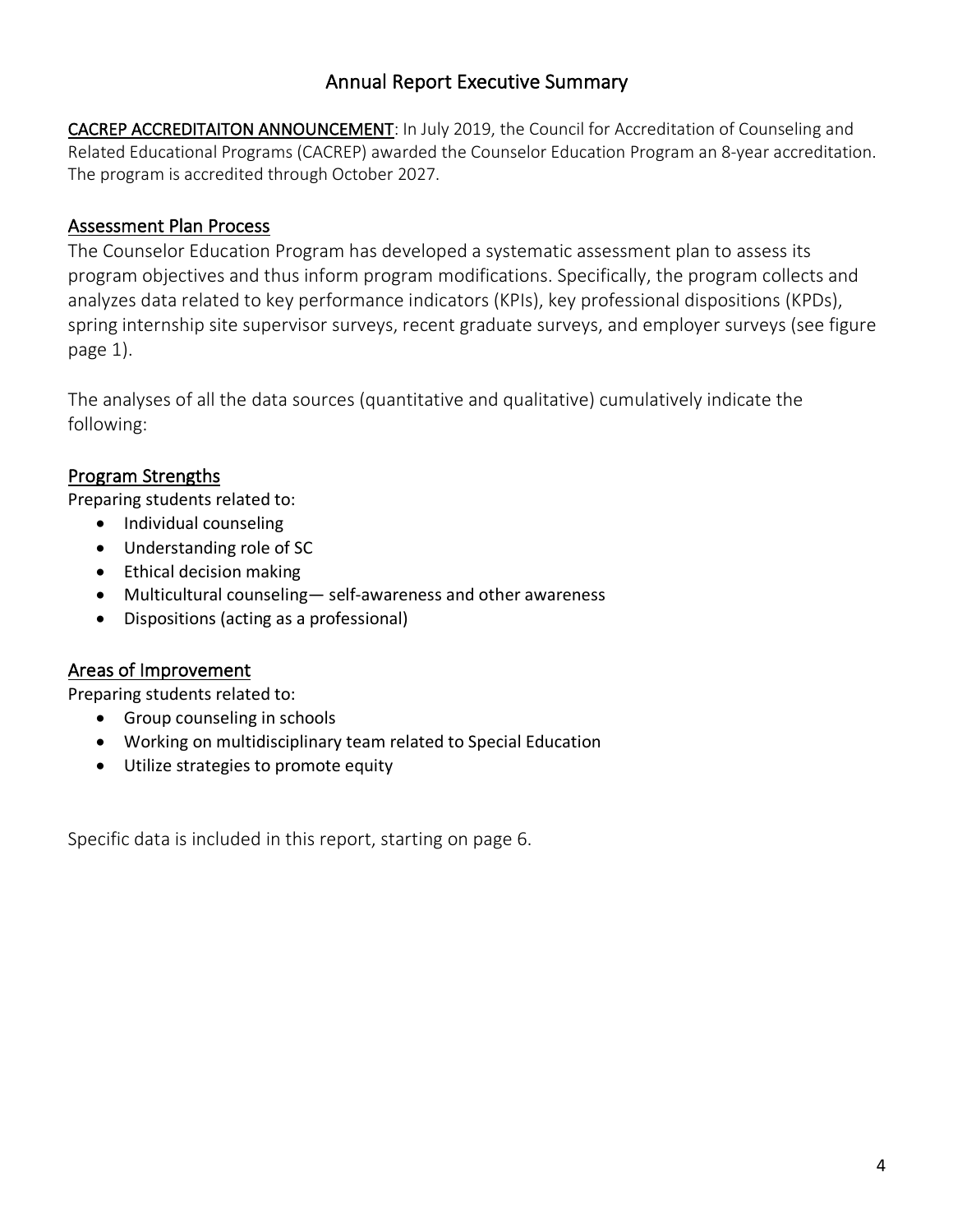# Annual Report Executive Summary

**CACREP ACCREDITAITON ANNOUNCEMENT**: In July 2019, the Council for Accreditation of Counseling and Related Educational Programs (CACREP) awarded the Counselor Education Program an 8-year accreditation. The program is accredited through October 2027.

## Assessment Plan Process

The Counselor Education Program has developed a systematic assessment plan to assess its program objectives and thus inform program modifications. Specifically, the program collects and analyzes data related to key performance indicators (KPIs), key professional dispositions (KPDs), spring internship site supervisor surveys, recent graduate surveys, and employer surveys (see figure page 1).

The analyses of all the data sources (quantitative and qualitative) cumulatively indicate the following:

## Program Strengths

Preparing students related to:

- Individual counseling
- Understanding role of SC
- Ethical decision making
- Multicultural counseling— self-awareness and other awareness
- Dispositions (acting as a professional)

## Areas of Improvement

Preparing students related to:

- Group counseling in schools
- Working on multidisciplinary team related to Special Education
- Utilize strategies to promote equity

Specific data is included in this report, starting on page 6.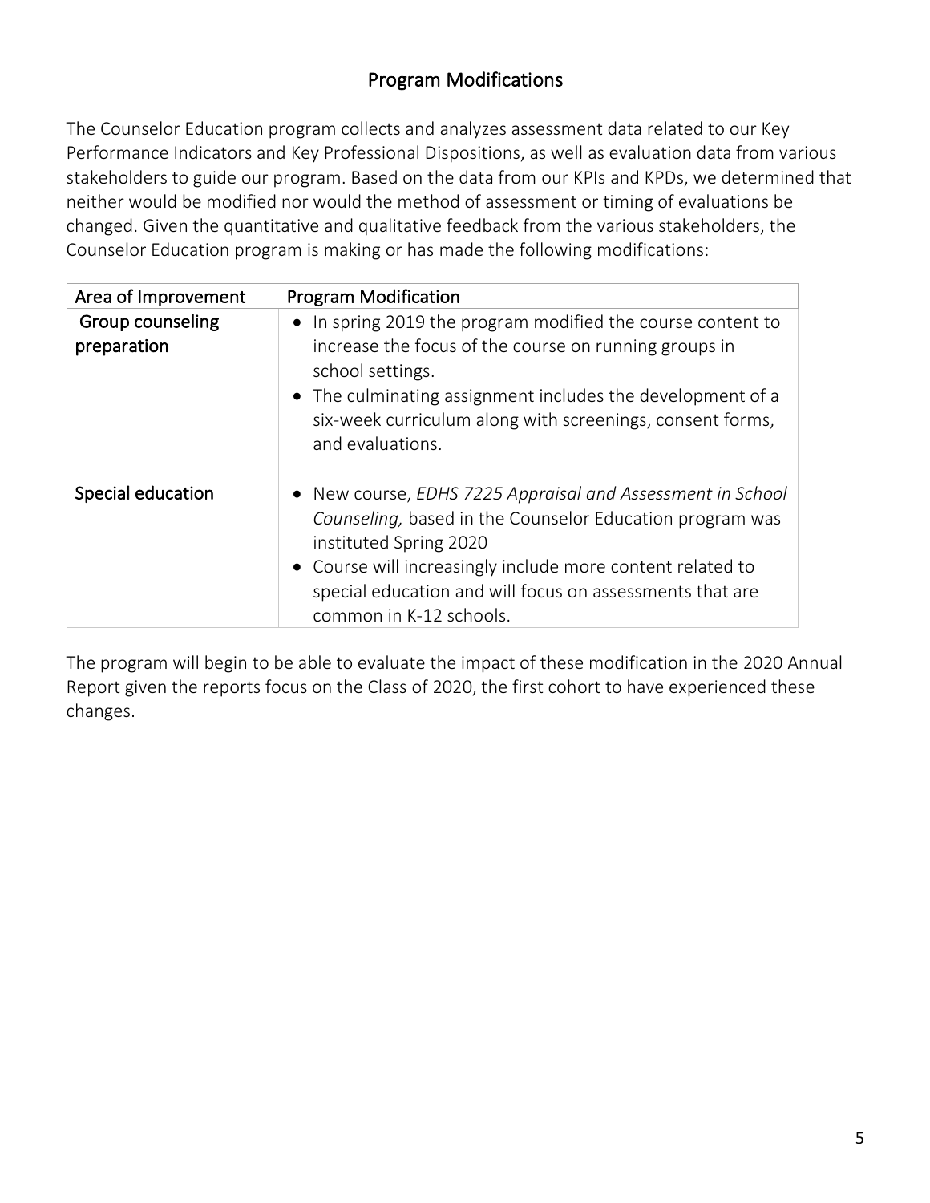## Program Modifications

The Counselor Education program collects and analyzes assessment data related to our Key Performance Indicators and Key Professional Dispositions, as well as evaluation data from various stakeholders to guide our program. Based on the data from our KPIs and KPDs, we determined that neither would be modified nor would the method of assessment or timing of evaluations be changed. Given the quantitative and qualitative feedback from the various stakeholders, the Counselor Education program is making or has made the following modifications:

| Area of Improvement | Program Modification |
|---|---|
| Group counseling preparation | • In spring 2019 the program modified the course content to increase the focus of the course on running groups in school settings.<br>• The culminating assignment includes the development of a six-week curriculum along with screenings, consent forms, and evaluations. |
| Special education | • New course, *EDHS 7225 Appraisal and Assessment in School Counseling,* based in the Counselor Education program was instituted Spring 2020<br>• Course will increasingly include more content related to special education and will focus on assessments that are common in K-12 schools. |

The program will begin to be able to evaluate the impact of these modification in the 2020 Annual Report given the reports focus on the Class of 2020, the first cohort to have experienced these changes.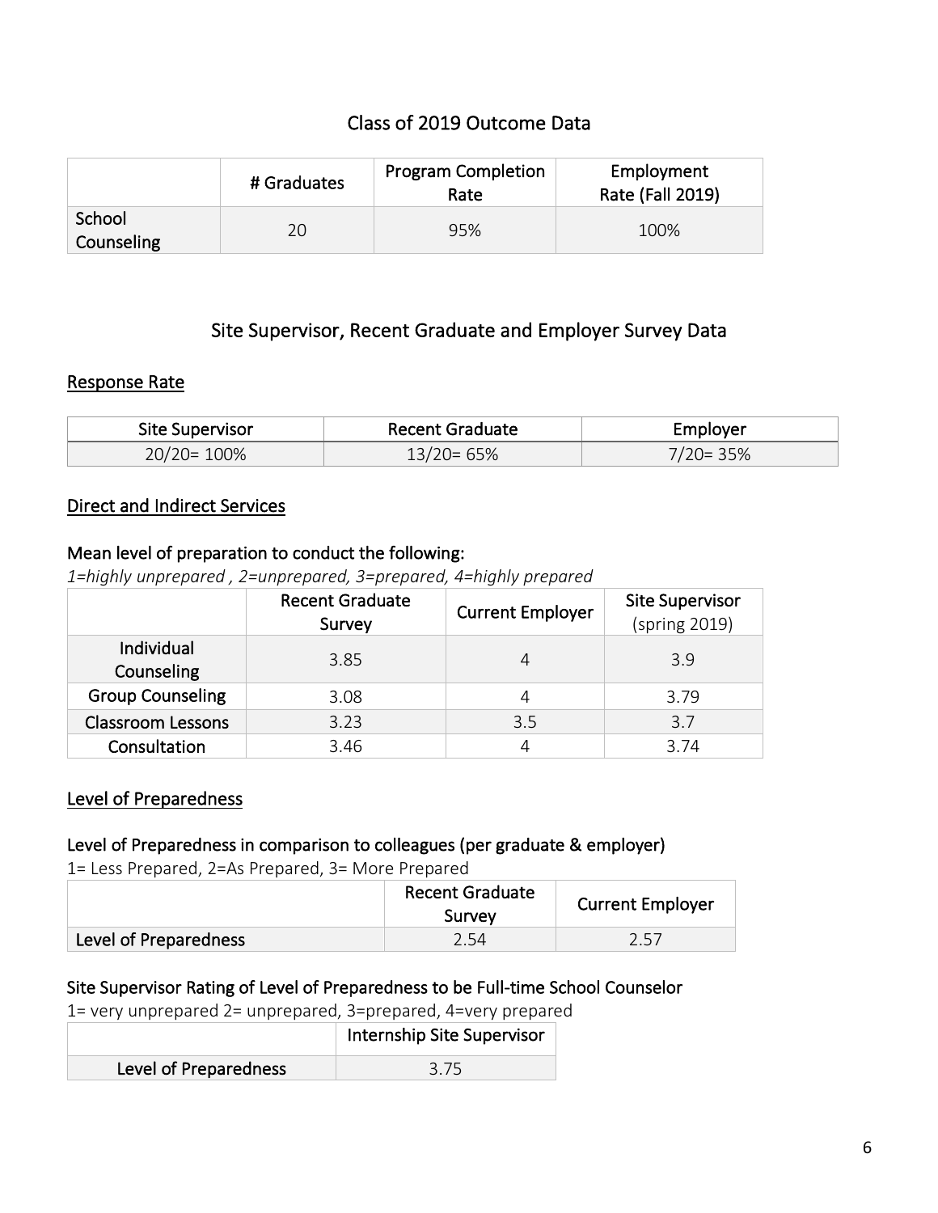## Class of 2019 Outcome Data

| | # Graduates | Program Completion Rate | Employment Rate (Fall 2019) |
|---|---|---|---|
| School Counseling | 20 | 95% | 100% |

## Site Supervisor, Recent Graduate and Employer Survey Data

### Response Rate

| Site Supervisor | Recent Graduate | Employer |
|---|---|---|
| 20/20= 100% | 13/20= 65% | 7/20= 35% |

### Direct and Indirect Services

#### Mean level of preparation to conduct the following:

*1=highly unprepared , 2=unprepared, 3=prepared, 4=highly prepared*

| | Recent Graduate Survey | Current Employer | Site Supervisor (spring 2019) |
|---|---|---|---|
| Individual Counseling | 3.85 | 4 | 3.9 |
| Group Counseling | 3.08 | 4 | 3.79 |
| Classroom Lessons | 3.23 | 3.5 | 3.7 |
| Consultation | 3.46 | 4 | 3.74 |

### Level of Preparedness

#### Level of Preparedness in comparison to colleagues (per graduate & employer)

1= Less Prepared, 2=As Prepared, 3= More Prepared

| | Recent Graduate Survey | Current Employer |
|---|---|---|
| Level of Preparedness | 2.54 | 2.57 |

#### Site Supervisor Rating of Level of Preparedness to be Full-time School Counselor

1= very unprepared 2= unprepared, 3=prepared, 4=very prepared

| | Internship Site Supervisor |
|---|---|
| Level of Preparedness | 3.75 |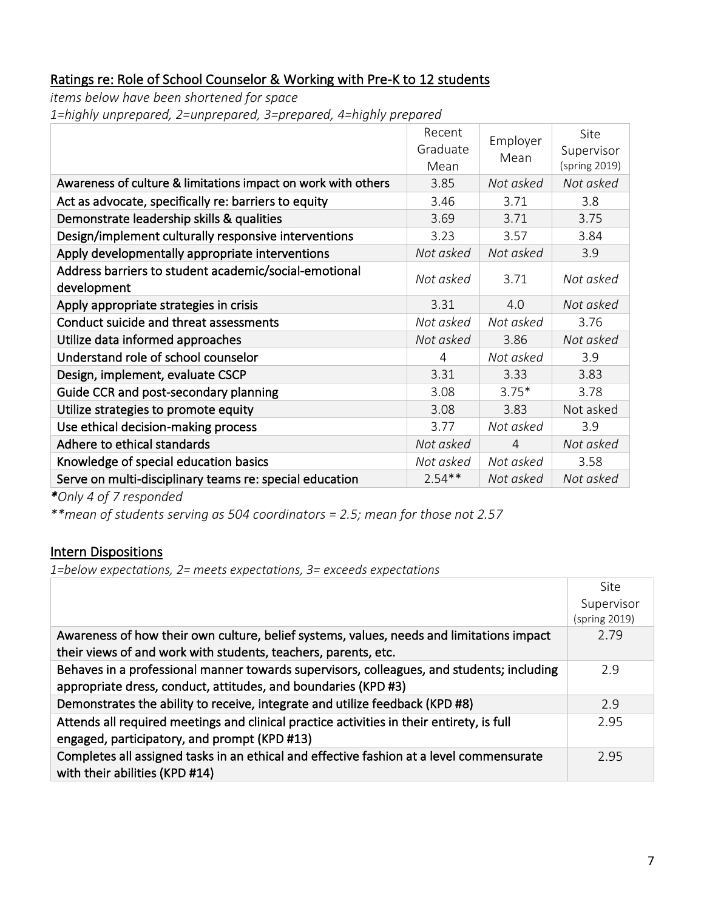## Ratings re: Role of School Counselor & Working with Pre-K to 12 students

*items below have been shortened for space*

*1=highly unprepared, 2=unprepared, 3=prepared, 4=highly prepared*

| | Recent Graduate Mean | Employer Mean | Site Supervisor (spring 2019) |
|---|---|---|---|
| Awareness of culture & limitations impact on work with others | 3.85 | *Not asked* | *Not asked* |
| Act as advocate, specifically re: barriers to equity | 3.46 | 3.71 | 3.8 |
| Demonstrate leadership skills & qualities | 3.69 | 3.71 | 3.75 |
| Design/implement culturally responsive interventions | 3.23 | 3.57 | 3.84 |
| Apply developmentally appropriate interventions | *Not asked* | *Not asked* | 3.9 |
| Address barriers to student academic/social-emotional development | *Not asked* | 3.71 | *Not asked* |
| Apply appropriate strategies in crisis | 3.31 | 4.0 | *Not asked* |
| Conduct suicide and threat assessments | *Not asked* | *Not asked* | 3.76 |
| Utilize data informed approaches | *Not asked* | 3.86 | *Not asked* |
| Understand role of school counselor | 4 | *Not asked* | 3.9 |
| Design, implement, evaluate CSCP | 3.31 | 3.33 | 3.83 |
| Guide CCR and post-secondary planning | 3.08 | 3.75* | 3.78 |
| Utilize strategies to promote equity | 3.08 | 3.83 | Not asked |
| Use ethical decision-making process | 3.77 | *Not asked* | 3.9 |
| Adhere to ethical standards | *Not asked* | 4 | *Not asked* |
| Knowledge of special education basics | *Not asked* | *Not asked* | 3.58 |
| Serve on multi-disciplinary teams re: special education | 2.54** | *Not asked* | *Not asked* |

*\*Only 4 of 7 responded*

*\*\*mean of students serving as 504 coordinators = 2.5; mean for those not 2.57*

## Intern Dispositions

*1=below expectations, 2= meets expectations, 3= exceeds expectations*

| | Site Supervisor (spring 2019) |
|---|---|
| Awareness of how their own culture, belief systems, values, needs and limitations impact their views of and work with students, teachers, parents, etc. | 2.79 |
| Behaves in a professional manner towards supervisors, colleagues, and students; including appropriate dress, conduct, attitudes, and boundaries (KPD #3) | 2.9 |
| Demonstrates the ability to receive, integrate and utilize feedback (KPD #8) | 2.9 |
| Attends all required meetings and clinical practice activities in their entirety, is full engaged, participatory, and prompt (KPD #13) | 2.95 |
| Completes all assigned tasks in an ethical and effective fashion at a level commensurate with their abilities (KPD #14) | 2.95 |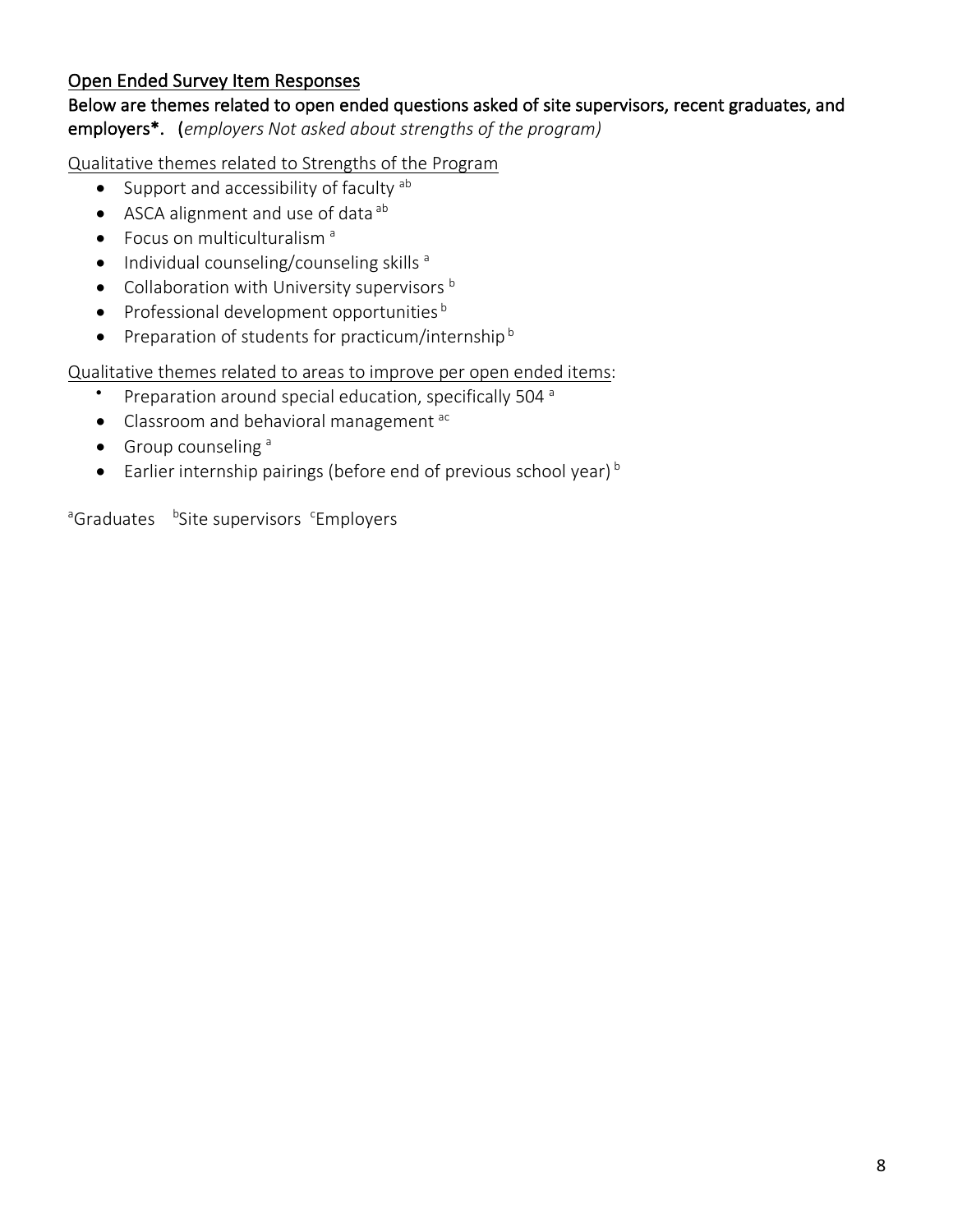## Open Ended Survey Item Responses

**Below are themes related to open ended questions asked of site supervisors, recent graduates, and employers\*. (*employers Not asked about strengths of the program)***

Qualitative themes related to Strengths of the Program

- Support and accessibility of faculty [ab]
- ASCA alignment and use of data [ab]
- Focus on multiculturalism [a]
- Individual counseling/counseling skills [a]
- Collaboration with University supervisors [b]
- Professional development opportunities [b]
- Preparation of students for practicum/internship [b]

Qualitative themes related to areas to improve per open ended items:

- Preparation around special education, specifically 504 [a]
- Classroom and behavioral management [ac]
- Group counseling [a]
- Earlier internship pairings (before end of previous school year) [b]

[a]Graduates [b]Site supervisors [c]Employers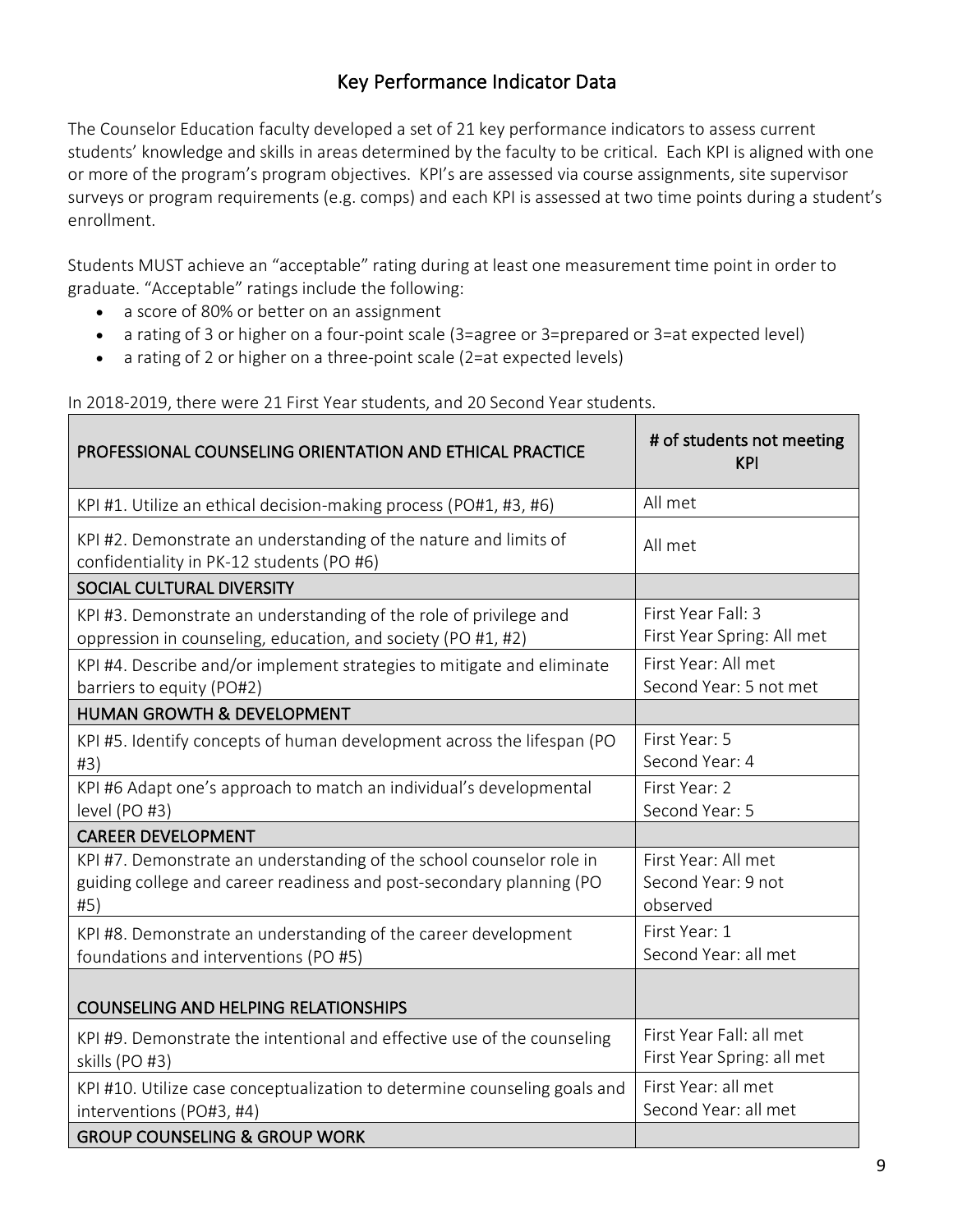## Key Performance Indicator Data

The Counselor Education faculty developed a set of 21 key performance indicators to assess current students' knowledge and skills in areas determined by the faculty to be critical. Each KPI is aligned with one or more of the program's program objectives. KPI's are assessed via course assignments, site supervisor surveys or program requirements (e.g. comps) and each KPI is assessed at two time points during a student's enrollment.

Students MUST achieve an "acceptable" rating during at least one measurement time point in order to graduate. "Acceptable" ratings include the following:

- a score of 80% or better on an assignment
- a rating of 3 or higher on a four-point scale (3=agree or 3=prepared or 3=at expected level)
- a rating of 2 or higher on a three-point scale (2=at expected levels)

In 2018-2019, there were 21 First Year students, and 20 Second Year students.

| PROFESSIONAL COUNSELING ORIENTATION AND ETHICAL PRACTICE | # of students not meeting KPI |
|---|---|
| KPI #1. Utilize an ethical decision-making process (PO#1, #3, #6) | All met |
| KPI #2. Demonstrate an understanding of the nature and limits of confidentiality in PK-12 students (PO #6) | All met |
| SOCIAL CULTURAL DIVERSITY | |
| KPI #3. Demonstrate an understanding of the role of privilege and oppression in counseling, education, and society (PO #1, #2) | First Year Fall: 3<br>First Year Spring: All met |
| KPI #4. Describe and/or implement strategies to mitigate and eliminate barriers to equity (PO#2) | First Year: All met<br>Second Year: 5 not met |
| HUMAN GROWTH & DEVELOPMENT | |
| KPI #5. Identify concepts of human development across the lifespan (PO #3) | First Year: 5<br>Second Year: 4 |
| KPI #6 Adapt one's approach to match an individual's developmental level (PO #3) | First Year: 2<br>Second Year: 5 |
| CAREER DEVELOPMENT | |
| KPI #7. Demonstrate an understanding of the school counselor role in guiding college and career readiness and post-secondary planning (PO #5) | First Year: All met<br>Second Year: 9 not observed |
| KPI #8. Demonstrate an understanding of the career development foundations and interventions (PO #5) | First Year: 1<br>Second Year: all met |
| COUNSELING AND HELPING RELATIONSHIPS | |
| KPI #9. Demonstrate the intentional and effective use of the counseling skills (PO #3) | First Year Fall: all met<br>First Year Spring: all met |
| KPI #10. Utilize case conceptualization to determine counseling goals and interventions (PO#3, #4) | First Year: all met<br>Second Year: all met |
| GROUP COUNSELING & GROUP WORK | |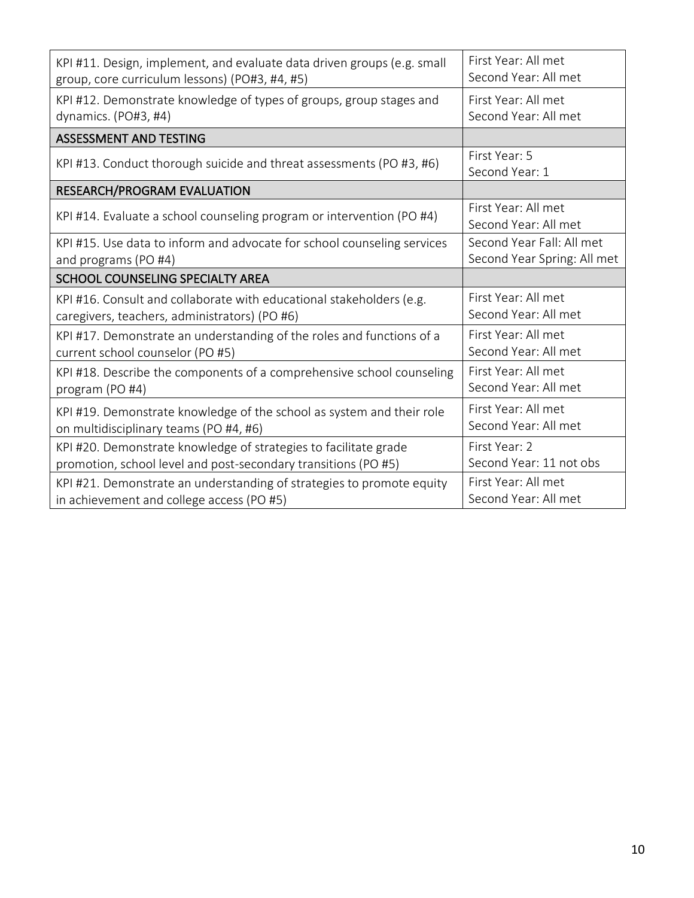| | |
|---|---|
| KPI #11. Design, implement, and evaluate data driven groups (e.g. small group, core curriculum lessons) (PO#3, #4, #5) | First Year: All met<br>Second Year: All met |
| KPI #12. Demonstrate knowledge of types of groups, group stages and dynamics. (PO#3, #4) | First Year: All met<br>Second Year: All met |
| ASSESSMENT AND TESTING | |
| KPI #13. Conduct thorough suicide and threat assessments (PO #3, #6) | First Year: 5<br>Second Year: 1 |
| RESEARCH/PROGRAM EVALUATION | |
| KPI #14. Evaluate a school counseling program or intervention (PO #4) | First Year: All met<br>Second Year: All met |
| KPI #15. Use data to inform and advocate for school counseling services and programs (PO #4) | Second Year Fall: All met<br>Second Year Spring: All met |
| SCHOOL COUNSELING SPECIALTY AREA | |
| KPI #16. Consult and collaborate with educational stakeholders (e.g. caregivers, teachers, administrators) (PO #6) | First Year: All met<br>Second Year: All met |
| KPI #17. Demonstrate an understanding of the roles and functions of a current school counselor (PO #5) | First Year: All met<br>Second Year: All met |
| KPI #18. Describe the components of a comprehensive school counseling program (PO #4) | First Year: All met<br>Second Year: All met |
| KPI #19. Demonstrate knowledge of the school as system and their role on multidisciplinary teams (PO #4, #6) | First Year: All met<br>Second Year: All met |
| KPI #20. Demonstrate knowledge of strategies to facilitate grade promotion, school level and post-secondary transitions (PO #5) | First Year: 2<br>Second Year: 11 not obs |
| KPI #21. Demonstrate an understanding of strategies to promote equity in achievement and college access (PO #5) | First Year: All met<br>Second Year: All met |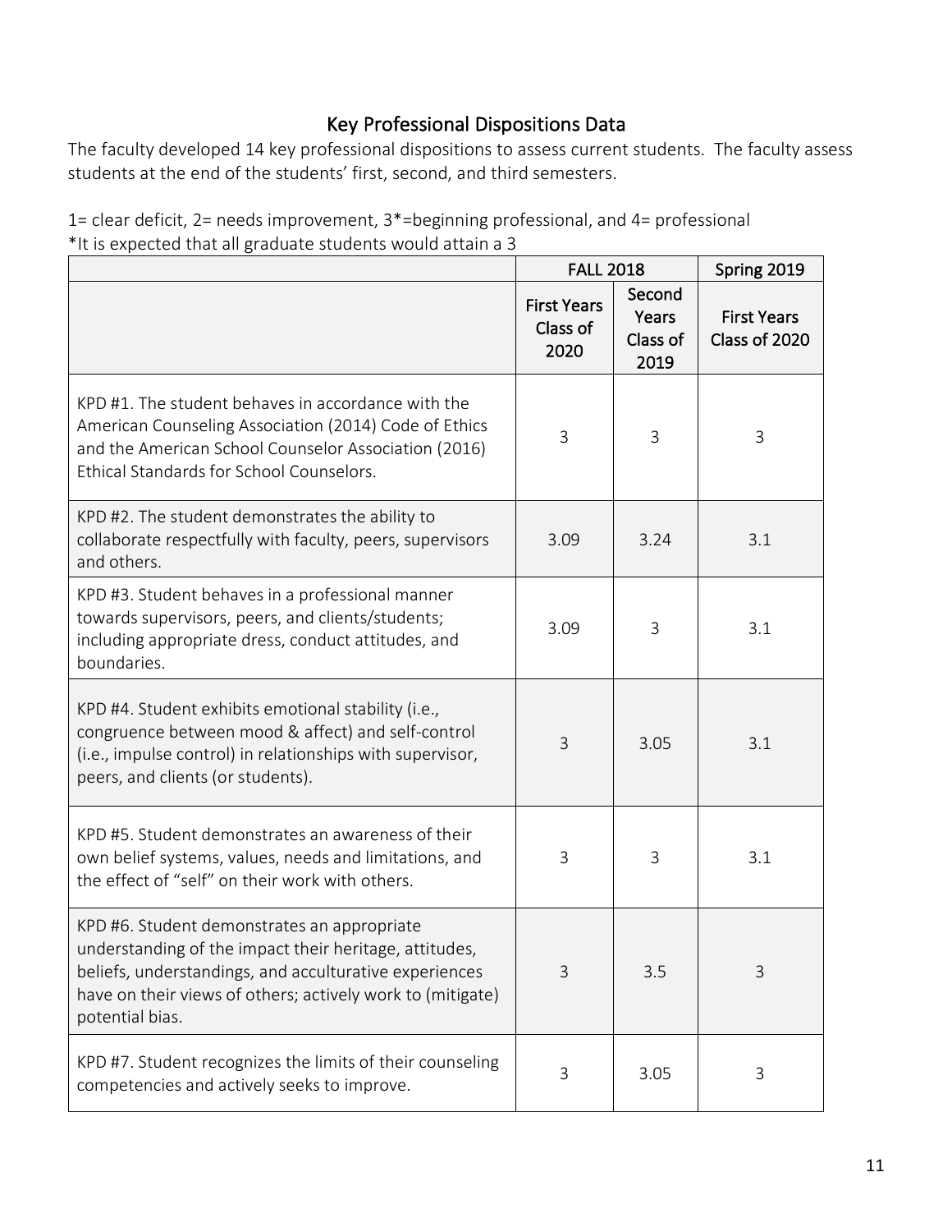# Key Professional Dispositions Data

The faculty developed 14 key professional dispositions to assess current students. The faculty assess students at the end of the students' first, second, and third semesters.

1= clear deficit, 2= needs improvement, 3*=beginning professional, and 4= professional
*It is expected that all graduate students would attain a 3

| | FALL 2018 | | Spring 2019 |
|---|---|---|---|
| | First Years Class of 2020 | Second Years Class of 2019 | First Years Class of 2020 |
| KPD #1. The student behaves in accordance with the American Counseling Association (2014) Code of Ethics and the American School Counselor Association (2016) Ethical Standards for School Counselors. | 3 | 3 | 3 |
| KPD #2. The student demonstrates the ability to collaborate respectfully with faculty, peers, supervisors and others. | 3.09 | 3.24 | 3.1 |
| KPD #3. Student behaves in a professional manner towards supervisors, peers, and clients/students; including appropriate dress, conduct attitudes, and boundaries. | 3.09 | 3 | 3.1 |
| KPD #4. Student exhibits emotional stability (i.e., congruence between mood & affect) and self-control (i.e., impulse control) in relationships with supervisor, peers, and clients (or students). | 3 | 3.05 | 3.1 |
| KPD #5. Student demonstrates an awareness of their own belief systems, values, needs and limitations, and the effect of "self" on their work with others. | 3 | 3 | 3.1 |
| KPD #6. Student demonstrates an appropriate understanding of the impact their heritage, attitudes, beliefs, understandings, and acculturative experiences have on their views of others; actively work to (mitigate) potential bias. | 3 | 3.5 | 3 |
| KPD #7. Student recognizes the limits of their counseling competencies and actively seeks to improve. | 3 | 3.05 | 3 |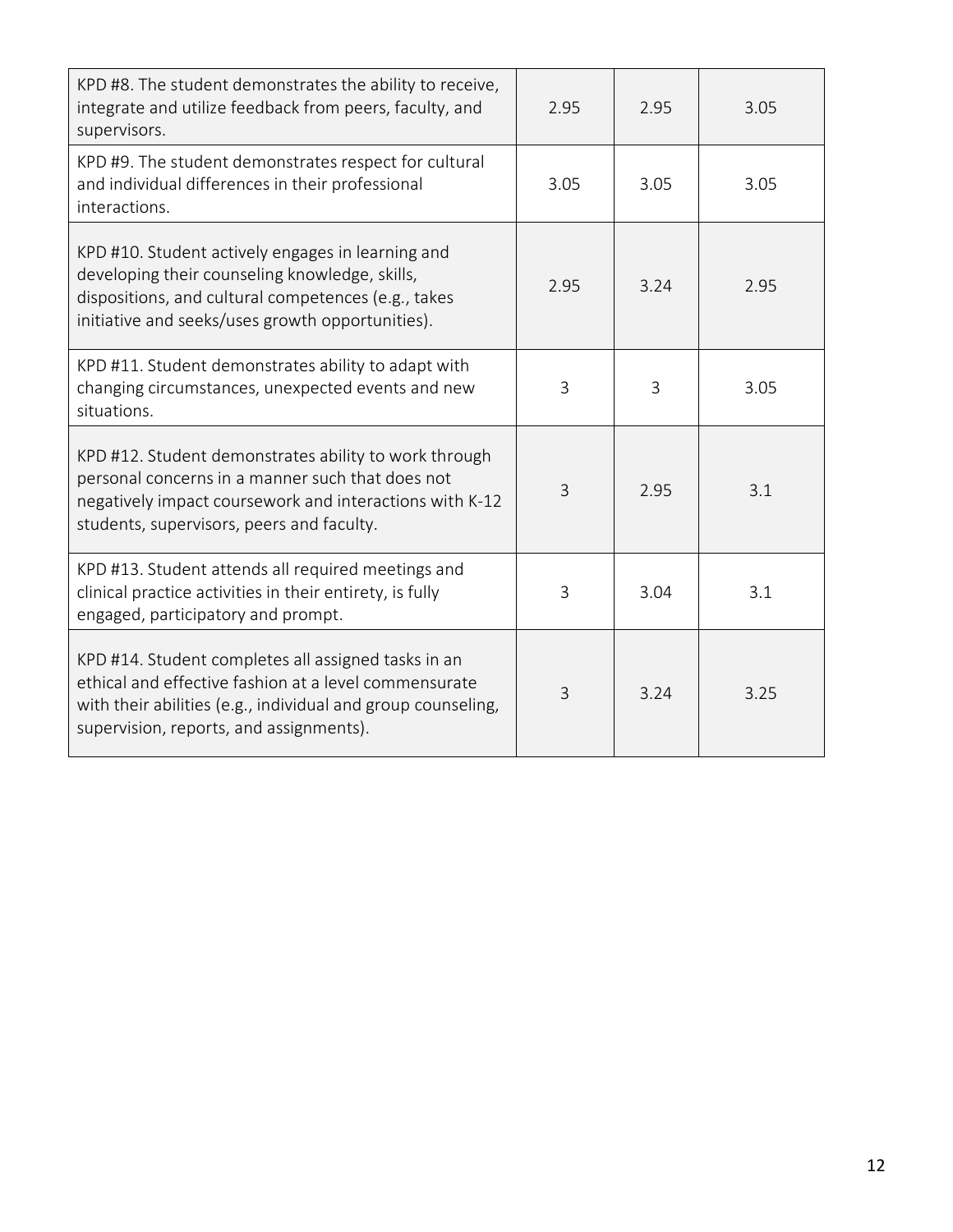| | | | |
|---|---|---|---|
| KPD #8. The student demonstrates the ability to receive, integrate and utilize feedback from peers, faculty, and supervisors. | 2.95 | 2.95 | 3.05 |
| KPD #9. The student demonstrates respect for cultural and individual differences in their professional interactions. | 3.05 | 3.05 | 3.05 |
| KPD #10. Student actively engages in learning and developing their counseling knowledge, skills, dispositions, and cultural competences (e.g., takes initiative and seeks/uses growth opportunities). | 2.95 | 3.24 | 2.95 |
| KPD #11. Student demonstrates ability to adapt with changing circumstances, unexpected events and new situations. | 3 | 3 | 3.05 |
| KPD #12. Student demonstrates ability to work through personal concerns in a manner such that does not negatively impact coursework and interactions with K-12 students, supervisors, peers and faculty. | 3 | 2.95 | 3.1 |
| KPD #13. Student attends all required meetings and clinical practice activities in their entirety, is fully engaged, participatory and prompt. | 3 | 3.04 | 3.1 |
| KPD #14. Student completes all assigned tasks in an ethical and effective fashion at a level commensurate with their abilities (e.g., individual and group counseling, supervision, reports, and assignments). | 3 | 3.24 | 3.25 |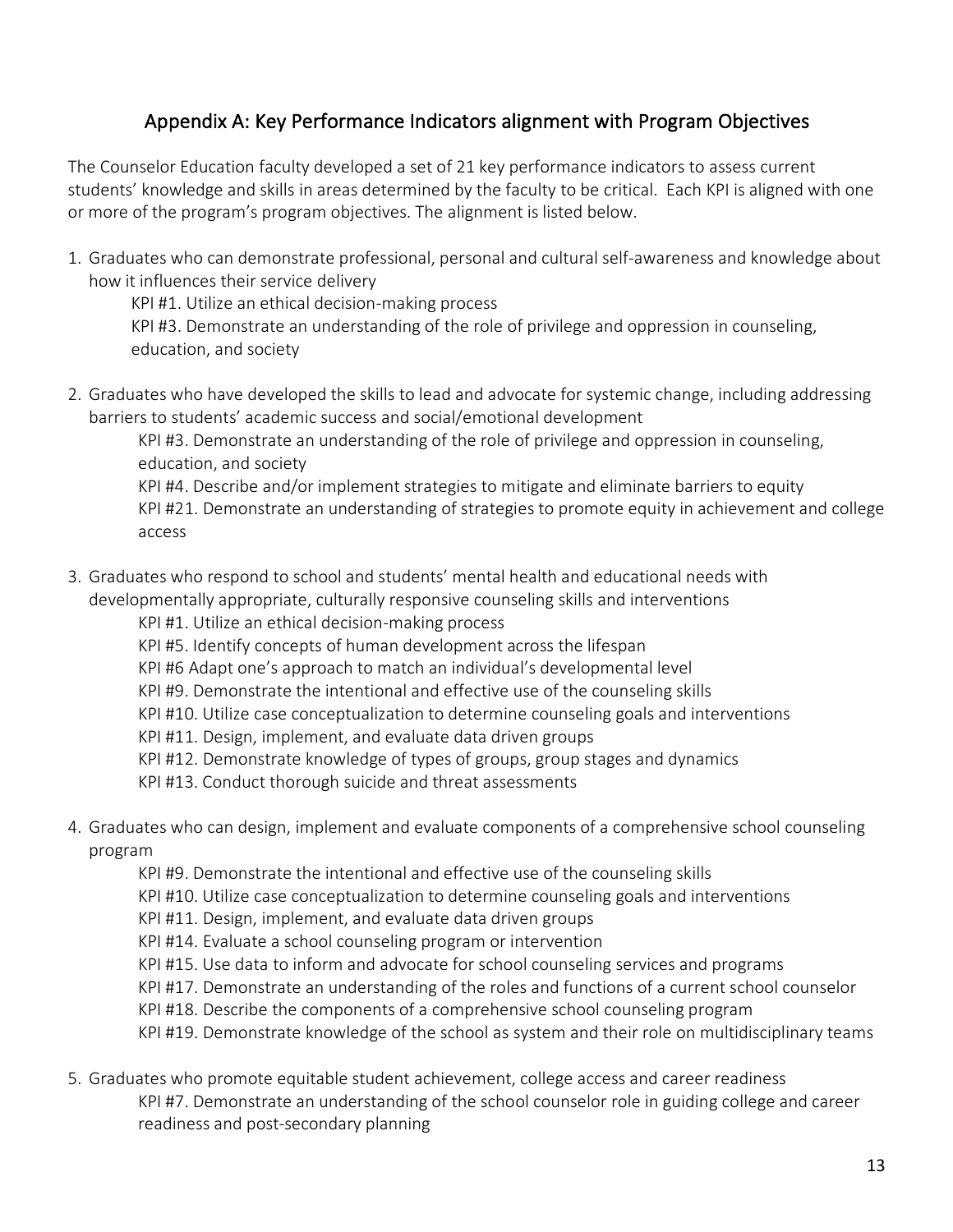## Appendix A: Key Performance Indicators alignment with Program Objectives

The Counselor Education faculty developed a set of 21 key performance indicators to assess current students' knowledge and skills in areas determined by the faculty to be critical. Each KPI is aligned with one or more of the program's program objectives. The alignment is listed below.

1. Graduates who can demonstrate professional, personal and cultural self-awareness and knowledge about how it influences their service delivery
   - KPI #1. Utilize an ethical decision-making process
   - KPI #3. Demonstrate an understanding of the role of privilege and oppression in counseling, education, and society
2. Graduates who have developed the skills to lead and advocate for systemic change, including addressing barriers to students' academic success and social/emotional development
   - KPI #3. Demonstrate an understanding of the role of privilege and oppression in counseling, education, and society
   - KPI #4. Describe and/or implement strategies to mitigate and eliminate barriers to equity
   - KPI #21. Demonstrate an understanding of strategies to promote equity in achievement and college access
3. Graduates who respond to school and students' mental health and educational needs with developmentally appropriate, culturally responsive counseling skills and interventions
   - KPI #1. Utilize an ethical decision-making process
   - KPI #5. Identify concepts of human development across the lifespan
   - KPI #6 Adapt one's approach to match an individual's developmental level
   - KPI #9. Demonstrate the intentional and effective use of the counseling skills
   - KPI #10. Utilize case conceptualization to determine counseling goals and interventions
   - KPI #11. Design, implement, and evaluate data driven groups
   - KPI #12. Demonstrate knowledge of types of groups, group stages and dynamics
   - KPI #13. Conduct thorough suicide and threat assessments
4. Graduates who can design, implement and evaluate components of a comprehensive school counseling program
   - KPI #9. Demonstrate the intentional and effective use of the counseling skills
   - KPI #10. Utilize case conceptualization to determine counseling goals and interventions
   - KPI #11. Design, implement, and evaluate data driven groups
   - KPI #14. Evaluate a school counseling program or intervention
   - KPI #15. Use data to inform and advocate for school counseling services and programs
   - KPI #17. Demonstrate an understanding of the roles and functions of a current school counselor
   - KPI #18. Describe the components of a comprehensive school counseling program
   - KPI #19. Demonstrate knowledge of the school as system and their role on multidisciplinary teams
5. Graduates who promote equitable student achievement, college access and career readiness
   - KPI #7. Demonstrate an understanding of the school counselor role in guiding college and career readiness and post-secondary planning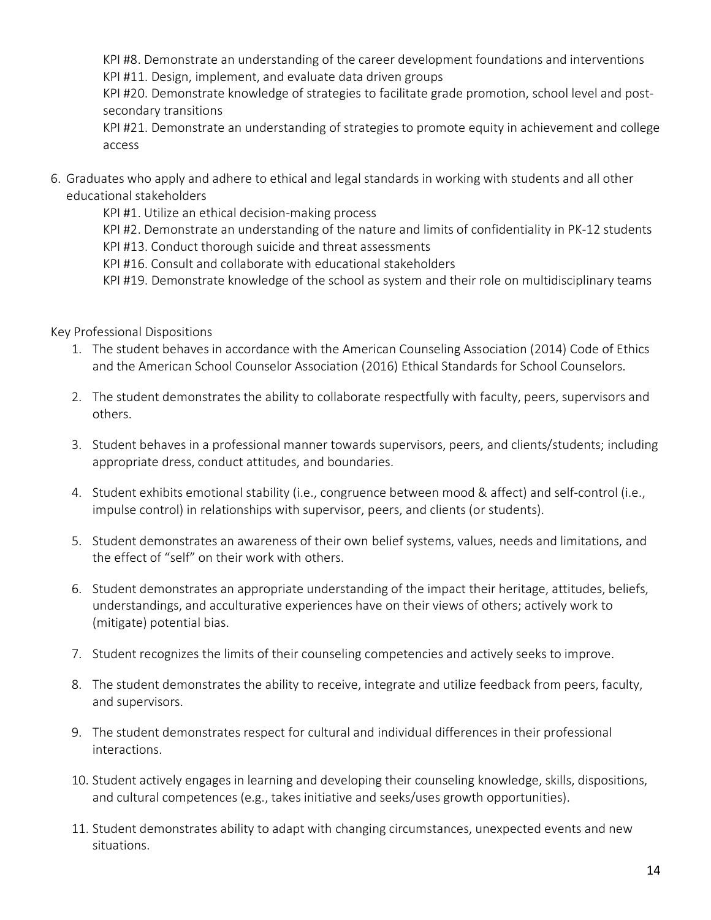KPI #8. Demonstrate an understanding of the career development foundations and interventions
KPI #11. Design, implement, and evaluate data driven groups
KPI #20. Demonstrate knowledge of strategies to facilitate grade promotion, school level and post-secondary transitions
KPI #21. Demonstrate an understanding of strategies to promote equity in achievement and college access

6. Graduates who apply and adhere to ethical and legal standards in working with students and all other educational stakeholders

    KPI #1. Utilize an ethical decision-making process
    KPI #2. Demonstrate an understanding of the nature and limits of confidentiality in PK-12 students
    KPI #13. Conduct thorough suicide and threat assessments
    KPI #16. Consult and collaborate with educational stakeholders
    KPI #19. Demonstrate knowledge of the school as system and their role on multidisciplinary teams

Key Professional Dispositions

1. The student behaves in accordance with the American Counseling Association (2014) Code of Ethics and the American School Counselor Association (2016) Ethical Standards for School Counselors.
2. The student demonstrates the ability to collaborate respectfully with faculty, peers, supervisors and others.
3. Student behaves in a professional manner towards supervisors, peers, and clients/students; including appropriate dress, conduct attitudes, and boundaries.
4. Student exhibits emotional stability (i.e., congruence between mood & affect) and self-control (i.e., impulse control) in relationships with supervisor, peers, and clients (or students).
5. Student demonstrates an awareness of their own belief systems, values, needs and limitations, and the effect of "self" on their work with others.
6. Student demonstrates an appropriate understanding of the impact their heritage, attitudes, beliefs, understandings, and acculturative experiences have on their views of others; actively work to (mitigate) potential bias.
7. Student recognizes the limits of their counseling competencies and actively seeks to improve.
8. The student demonstrates the ability to receive, integrate and utilize feedback from peers, faculty, and supervisors.
9. The student demonstrates respect for cultural and individual differences in their professional interactions.
10. Student actively engages in learning and developing their counseling knowledge, skills, dispositions, and cultural competences (e.g., takes initiative and seeks/uses growth opportunities).
11. Student demonstrates ability to adapt with changing circumstances, unexpected events and new situations.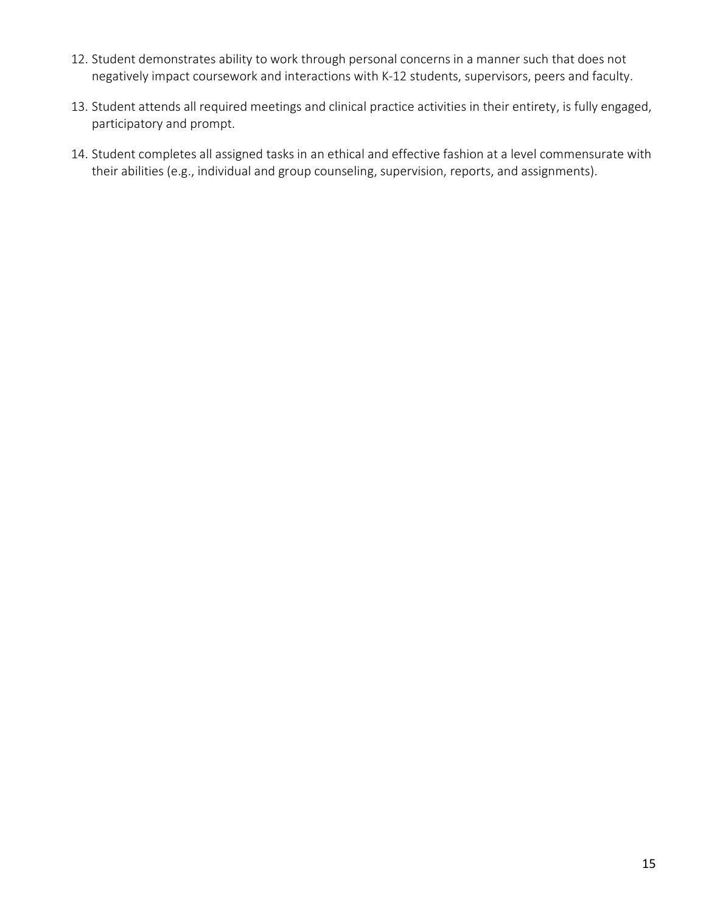12. Student demonstrates ability to work through personal concerns in a manner such that does not negatively impact coursework and interactions with K-12 students, supervisors, peers and faculty.

13. Student attends all required meetings and clinical practice activities in their entirety, is fully engaged, participatory and prompt.

14. Student completes all assigned tasks in an ethical and effective fashion at a level commensurate with their abilities (e.g., individual and group counseling, supervision, reports, and assignments).